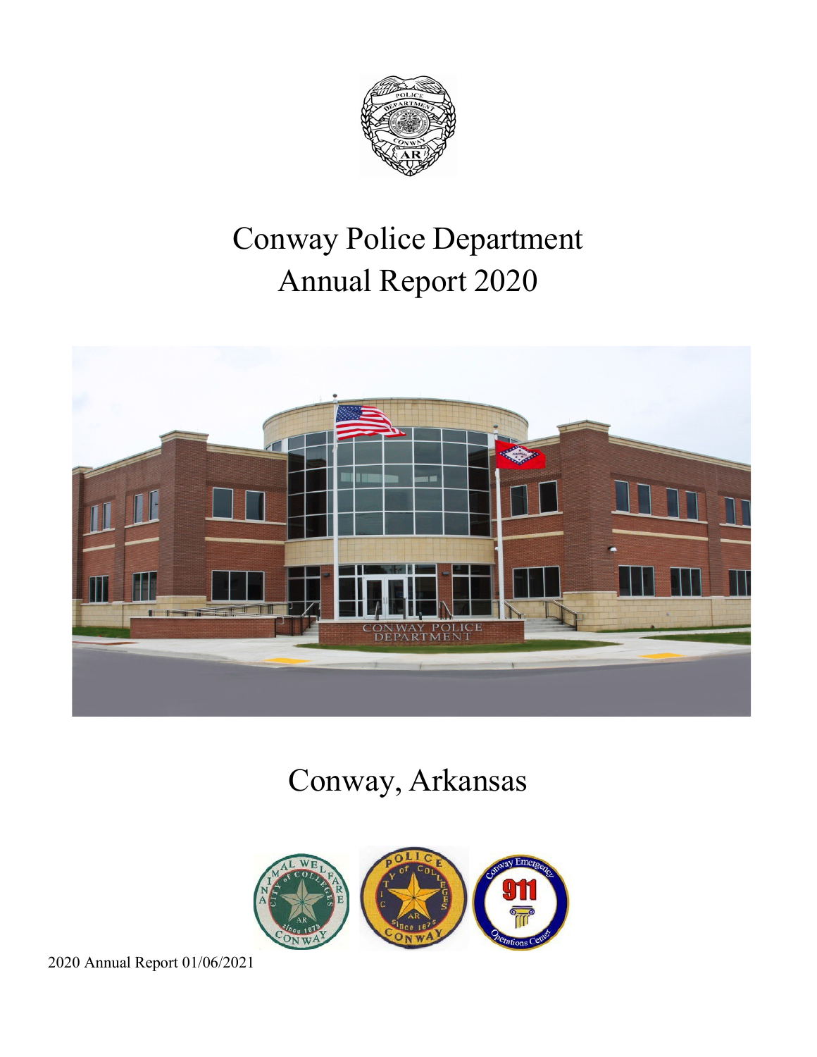# Conway Police Department
# Annual Report 2020

## Conway, Arkansas

2020 Annual Report 01/06/2021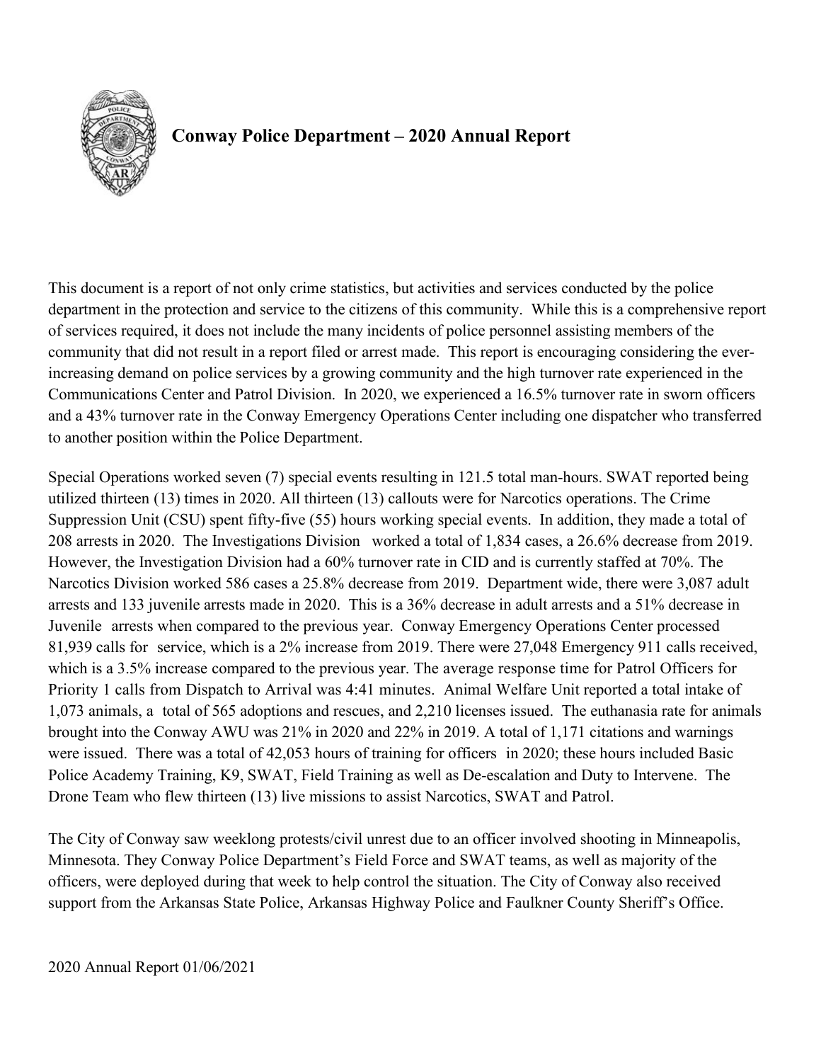# Conway Police Department – 2020 Annual Report

This document is a report of not only crime statistics, but activities and services conducted by the police department in the protection and service to the citizens of this community. While this is a comprehensive report of services required, it does not include the many incidents of police personnel assisting members of the community that did not result in a report filed or arrest made. This report is encouraging considering the ever-increasing demand on police services by a growing community and the high turnover rate experienced in the Communications Center and Patrol Division. In 2020, we experienced a 16.5% turnover rate in sworn officers and a 43% turnover rate in the Conway Emergency Operations Center including one dispatcher who transferred to another position within the Police Department.

Special Operations worked seven (7) special events resulting in 121.5 total man-hours. SWAT reported being utilized thirteen (13) times in 2020. All thirteen (13) callouts were for Narcotics operations. The Crime Suppression Unit (CSU) spent fifty-five (55) hours working special events. In addition, they made a total of 208 arrests in 2020. The Investigations Division worked a total of 1,834 cases, a 26.6% decrease from 2019. However, the Investigation Division had a 60% turnover rate in CID and is currently staffed at 70%. The Narcotics Division worked 586 cases a 25.8% decrease from 2019. Department wide, there were 3,087 adult arrests and 133 juvenile arrests made in 2020. This is a 36% decrease in adult arrests and a 51% decrease in Juvenile arrests when compared to the previous year. Conway Emergency Operations Center processed 81,939 calls for service, which is a 2% increase from 2019. There were 27,048 Emergency 911 calls received, which is a 3.5% increase compared to the previous year. The average response time for Patrol Officers for Priority 1 calls from Dispatch to Arrival was 4:41 minutes. Animal Welfare Unit reported a total intake of 1,073 animals, a total of 565 adoptions and rescues, and 2,210 licenses issued. The euthanasia rate for animals brought into the Conway AWU was 21% in 2020 and 22% in 2019. A total of 1,171 citations and warnings were issued. There was a total of 42,053 hours of training for officers in 2020; these hours included Basic Police Academy Training, K9, SWAT, Field Training as well as De-escalation and Duty to Intervene. The Drone Team who flew thirteen (13) live missions to assist Narcotics, SWAT and Patrol.

The City of Conway saw weeklong protests/civil unrest due to an officer involved shooting in Minneapolis, Minnesota. They Conway Police Department's Field Force and SWAT teams, as well as majority of the officers, were deployed during that week to help control the situation. The City of Conway also received support from the Arkansas State Police, Arkansas Highway Police and Faulkner County Sheriff's Office.

2020 Annual Report 01/06/2021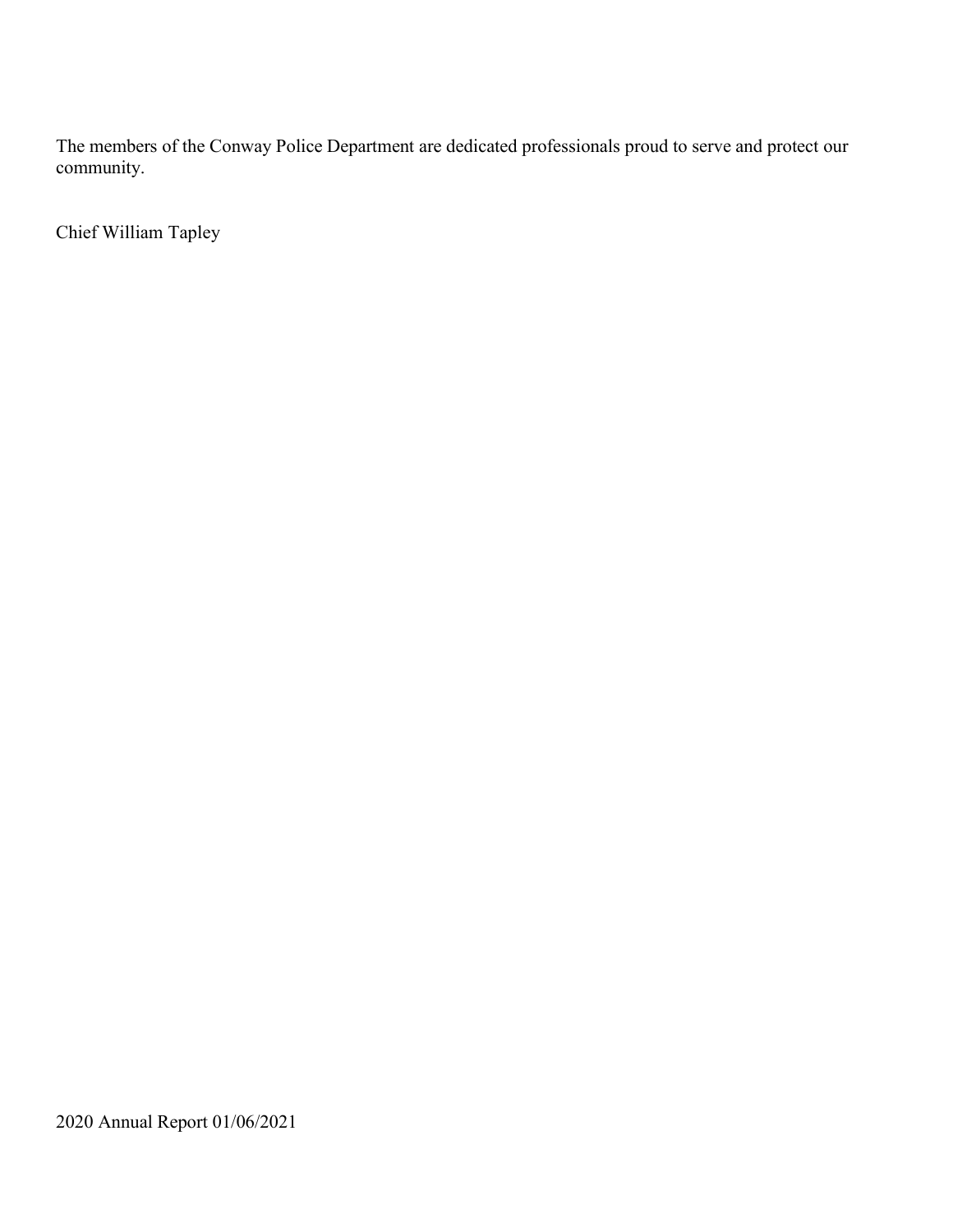The members of the Conway Police Department are dedicated professionals proud to serve and protect our community.

Chief William Tapley

2020 Annual Report 01/06/2021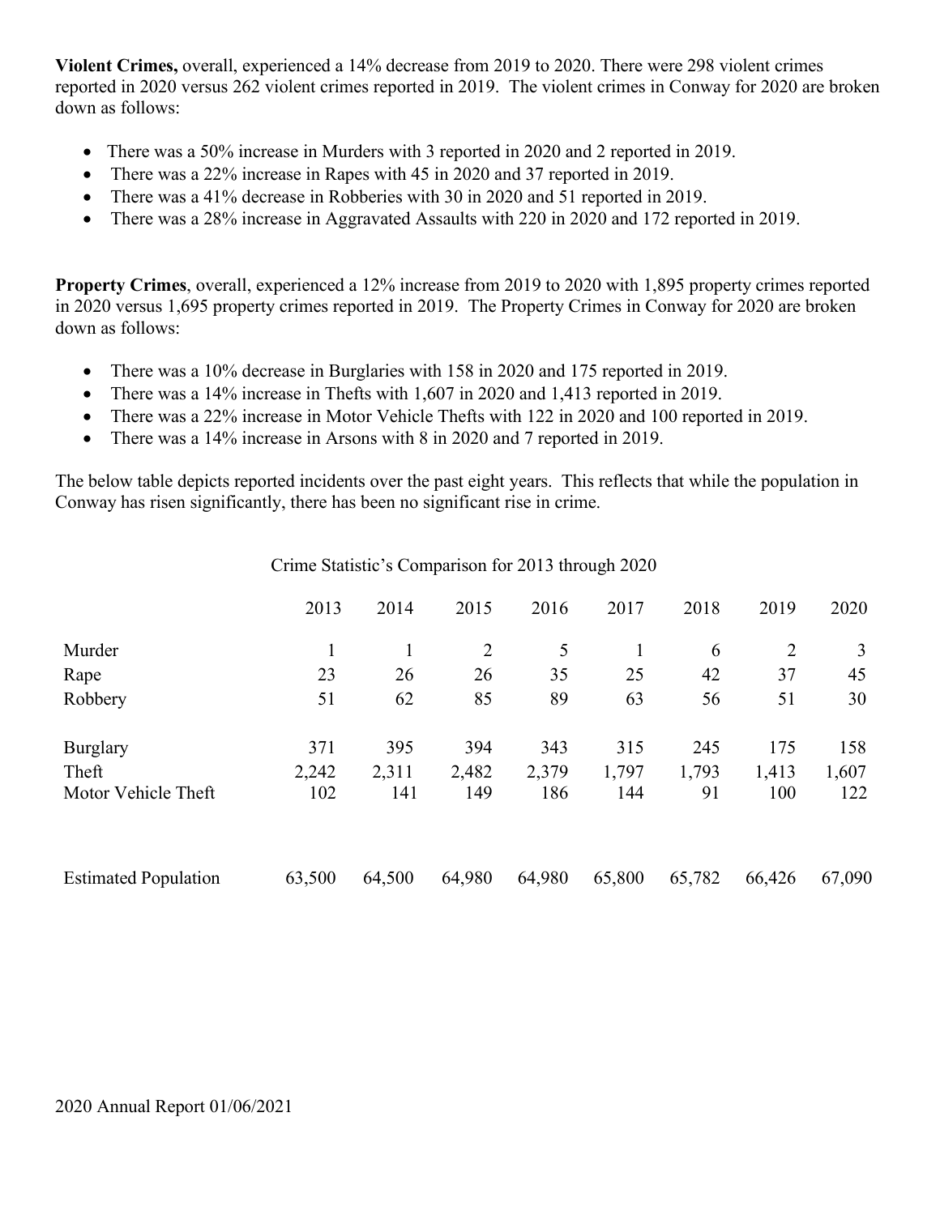**Violent Crimes,** overall, experienced a 14% decrease from 2019 to 2020. There were 298 violent crimes reported in 2020 versus 262 violent crimes reported in 2019. The violent crimes in Conway for 2020 are broken down as follows:

- There was a 50% increase in Murders with 3 reported in 2020 and 2 reported in 2019.
- There was a 22% increase in Rapes with 45 in 2020 and 37 reported in 2019.
- There was a 41% decrease in Robberies with 30 in 2020 and 51 reported in 2019.
- There was a 28% increase in Aggravated Assaults with 220 in 2020 and 172 reported in 2019.

**Property Crimes**, overall, experienced a 12% increase from 2019 to 2020 with 1,895 property crimes reported in 2020 versus 1,695 property crimes reported in 2019. The Property Crimes in Conway for 2020 are broken down as follows:

- There was a 10% decrease in Burglaries with 158 in 2020 and 175 reported in 2019.
- There was a 14% increase in Thefts with 1,607 in 2020 and 1,413 reported in 2019.
- There was a 22% increase in Motor Vehicle Thefts with 122 in 2020 and 100 reported in 2019.
- There was a 14% increase in Arsons with 8 in 2020 and 7 reported in 2019.

The below table depicts reported incidents over the past eight years. This reflects that while the population in Conway has risen significantly, there has been no significant rise in crime.

Crime Statistic's Comparison for 2013 through 2020

| | 2013 | 2014 | 2015 | 2016 | 2017 | 2018 | 2019 | 2020 |
|---|---|---|---|---|---|---|---|---|
| Murder | 1 | 1 | 2 | 5 | 1 | 6 | 2 | 3 |
| Rape | 23 | 26 | 26 | 35 | 25 | 42 | 37 | 45 |
| Robbery | 51 | 62 | 85 | 89 | 63 | 56 | 51 | 30 |
| Burglary | 371 | 395 | 394 | 343 | 315 | 245 | 175 | 158 |
| Theft | 2,242 | 2,311 | 2,482 | 2,379 | 1,797 | 1,793 | 1,413 | 1,607 |
| Motor Vehicle Theft | 102 | 141 | 149 | 186 | 144 | 91 | 100 | 122 |
| Estimated Population | 63,500 | 64,500 | 64,980 | 64,980 | 65,800 | 65,782 | 66,426 | 67,090 |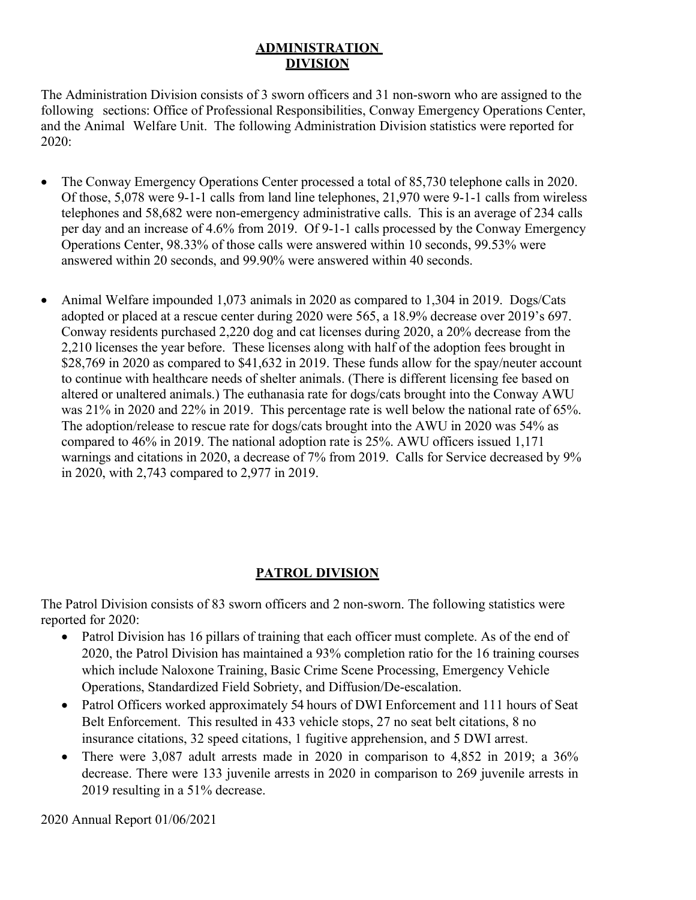## ADMINISTRATION DIVISION

The Administration Division consists of 3 sworn officers and 31 non-sworn who are assigned to the following sections: Office of Professional Responsibilities, Conway Emergency Operations Center, and the Animal Welfare Unit. The following Administration Division statistics were reported for 2020:

- The Conway Emergency Operations Center processed a total of 85,730 telephone calls in 2020. Of those, 5,078 were 9-1-1 calls from land line telephones, 21,970 were 9-1-1 calls from wireless telephones and 58,682 were non-emergency administrative calls. This is an average of 234 calls per day and an increase of 4.6% from 2019. Of 9-1-1 calls processed by the Conway Emergency Operations Center, 98.33% of those calls were answered within 10 seconds, 99.53% were answered within 20 seconds, and 99.90% were answered within 40 seconds.

- Animal Welfare impounded 1,073 animals in 2020 as compared to 1,304 in 2019. Dogs/Cats adopted or placed at a rescue center during 2020 were 565, a 18.9% decrease over 2019's 697. Conway residents purchased 2,220 dog and cat licenses during 2020, a 20% decrease from the 2,210 licenses the year before. These licenses along with half of the adoption fees brought in $28,769 in 2020 as compared to $41,632 in 2019. These funds allow for the spay/neuter account to continue with healthcare needs of shelter animals. (There is different licensing fee based on altered or unaltered animals.) The euthanasia rate for dogs/cats brought into the Conway AWU was 21% in 2020 and 22% in 2019. This percentage rate is well below the national rate of 65%. The adoption/release to rescue rate for dogs/cats brought into the AWU in 2020 was 54% as compared to 46% in 2019. The national adoption rate is 25%. AWU officers issued 1,171 warnings and citations in 2020, a decrease of 7% from 2019. Calls for Service decreased by 9% in 2020, with 2,743 compared to 2,977 in 2019.

## PATROL DIVISION

The Patrol Division consists of 83 sworn officers and 2 non-sworn. The following statistics were reported for 2020:

- Patrol Division has 16 pillars of training that each officer must complete. As of the end of 2020, the Patrol Division has maintained a 93% completion ratio for the 16 training courses which include Naloxone Training, Basic Crime Scene Processing, Emergency Vehicle Operations, Standardized Field Sobriety, and Diffusion/De-escalation.
- Patrol Officers worked approximately 54 hours of DWI Enforcement and 111 hours of Seat Belt Enforcement. This resulted in 433 vehicle stops, 27 no seat belt citations, 8 no insurance citations, 32 speed citations, 1 fugitive apprehension, and 5 DWI arrest.
- There were 3,087 adult arrests made in 2020 in comparison to 4,852 in 2019; a 36% decrease. There were 133 juvenile arrests in 2020 in comparison to 269 juvenile arrests in 2019 resulting in a 51% decrease.

2020 Annual Report 01/06/2021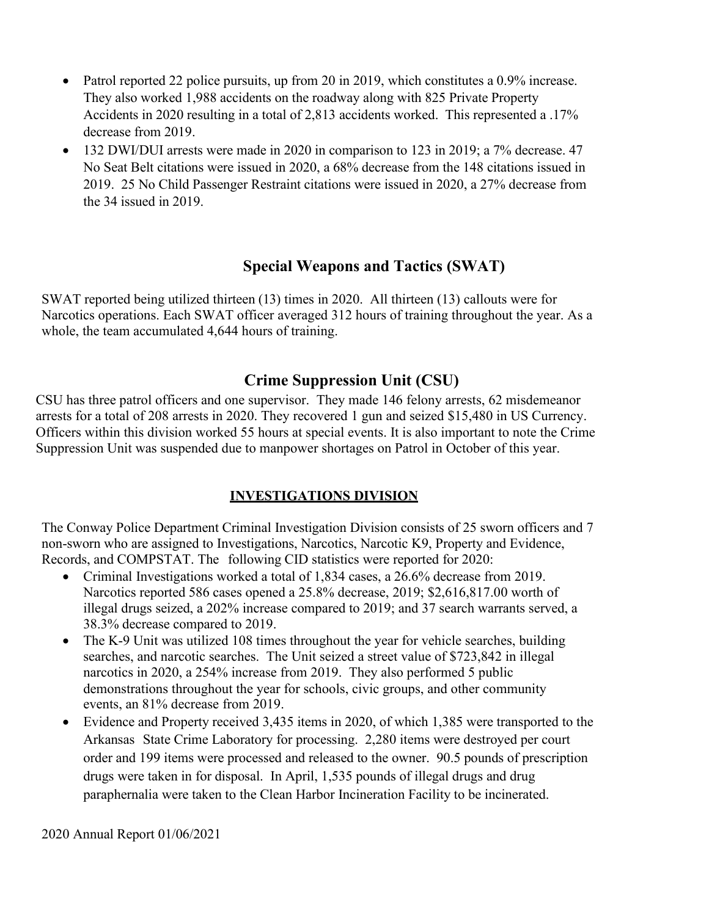- Patrol reported 22 police pursuits, up from 20 in 2019, which constitutes a 0.9% increase. They also worked 1,988 accidents on the roadway along with 825 Private Property Accidents in 2020 resulting in a total of 2,813 accidents worked. This represented a .17% decrease from 2019.
- 132 DWI/DUI arrests were made in 2020 in comparison to 123 in 2019; a 7% decrease. 47 No Seat Belt citations were issued in 2020, a 68% decrease from the 148 citations issued in 2019. 25 No Child Passenger Restraint citations were issued in 2020, a 27% decrease from the 34 issued in 2019.

## Special Weapons and Tactics (SWAT)

SWAT reported being utilized thirteen (13) times in 2020. All thirteen (13) callouts were for Narcotics operations. Each SWAT officer averaged 312 hours of training throughout the year. As a whole, the team accumulated 4,644 hours of training.

## Crime Suppression Unit (CSU)

CSU has three patrol officers and one supervisor. They made 146 felony arrests, 62 misdemeanor arrests for a total of 208 arrests in 2020. They recovered 1 gun and seized $15,480 in US Currency. Officers within this division worked 55 hours at special events. It is also important to note the Crime Suppression Unit was suspended due to manpower shortages on Patrol in October of this year.

## INVESTIGATIONS DIVISION

The Conway Police Department Criminal Investigation Division consists of 25 sworn officers and 7 non-sworn who are assigned to Investigations, Narcotics, Narcotic K9, Property and Evidence, Records, and COMPSTAT. The following CID statistics were reported for 2020:

- Criminal Investigations worked a total of 1,834 cases, a 26.6% decrease from 2019. Narcotics reported 586 cases opened a 25.8% decrease, 2019; $2,616,817.00 worth of illegal drugs seized, a 202% increase compared to 2019; and 37 search warrants served, a 38.3% decrease compared to 2019.
- The K-9 Unit was utilized 108 times throughout the year for vehicle searches, building searches, and narcotic searches. The Unit seized a street value of $723,842 in illegal narcotics in 2020, a 254% increase from 2019. They also performed 5 public demonstrations throughout the year for schools, civic groups, and other community events, an 81% decrease from 2019.
- Evidence and Property received 3,435 items in 2020, of which 1,385 were transported to the Arkansas State Crime Laboratory for processing. 2,280 items were destroyed per court order and 199 items were processed and released to the owner. 90.5 pounds of prescription drugs were taken in for disposal. In April, 1,535 pounds of illegal drugs and drug paraphernalia were taken to the Clean Harbor Incineration Facility to be incinerated.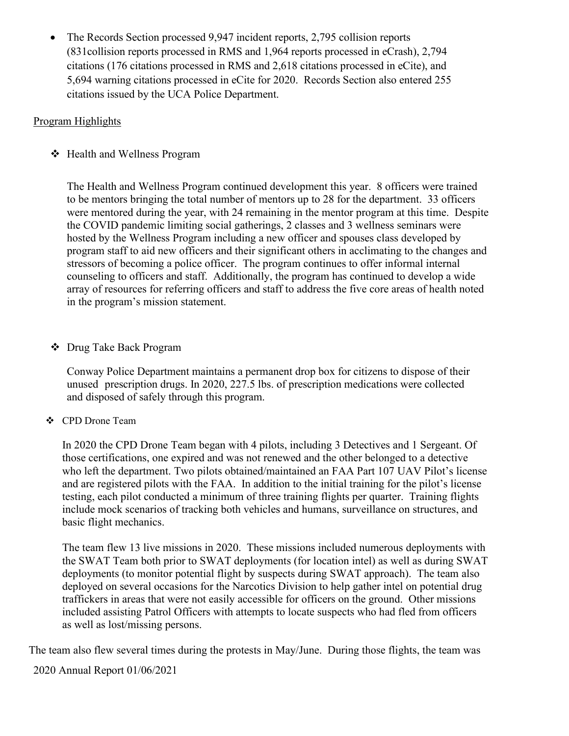- The Records Section processed 9,947 incident reports, 2,795 collision reports (831collision reports processed in RMS and 1,964 reports processed in eCrash), 2,794 citations (176 citations processed in RMS and 2,618 citations processed in eCite), and 5,694 warning citations processed in eCite for 2020. Records Section also entered 255 citations issued by the UCA Police Department.

Program Highlights

- Health and Wellness Program

  The Health and Wellness Program continued development this year. 8 officers were trained to be mentors bringing the total number of mentors up to 28 for the department. 33 officers were mentored during the year, with 24 remaining in the mentor program at this time. Despite the COVID pandemic limiting social gatherings, 2 classes and 3 wellness seminars were hosted by the Wellness Program including a new officer and spouses class developed by program staff to aid new officers and their significant others in acclimating to the changes and stressors of becoming a police officer. The program continues to offer informal internal counseling to officers and staff. Additionally, the program has continued to develop a wide array of resources for referring officers and staff to address the five core areas of health noted in the program's mission statement.

- Drug Take Back Program

  Conway Police Department maintains a permanent drop box for citizens to dispose of their unused prescription drugs. In 2020, 227.5 lbs. of prescription medications were collected and disposed of safely through this program.

- CPD Drone Team

  In 2020 the CPD Drone Team began with 4 pilots, including 3 Detectives and 1 Sergeant. Of those certifications, one expired and was not renewed and the other belonged to a detective who left the department. Two pilots obtained/maintained an FAA Part 107 UAV Pilot's license and are registered pilots with the FAA. In addition to the initial training for the pilot's license testing, each pilot conducted a minimum of three training flights per quarter. Training flights include mock scenarios of tracking both vehicles and humans, surveillance on structures, and basic flight mechanics.

  The team flew 13 live missions in 2020. These missions included numerous deployments with the SWAT Team both prior to SWAT deployments (for location intel) as well as during SWAT deployments (to monitor potential flight by suspects during SWAT approach). The team also deployed on several occasions for the Narcotics Division to help gather intel on potential drug traffickers in areas that were not easily accessible for officers on the ground. Other missions included assisting Patrol Officers with attempts to locate suspects who had fled from officers as well as lost/missing persons.

The team also flew several times during the protests in May/June. During those flights, the team was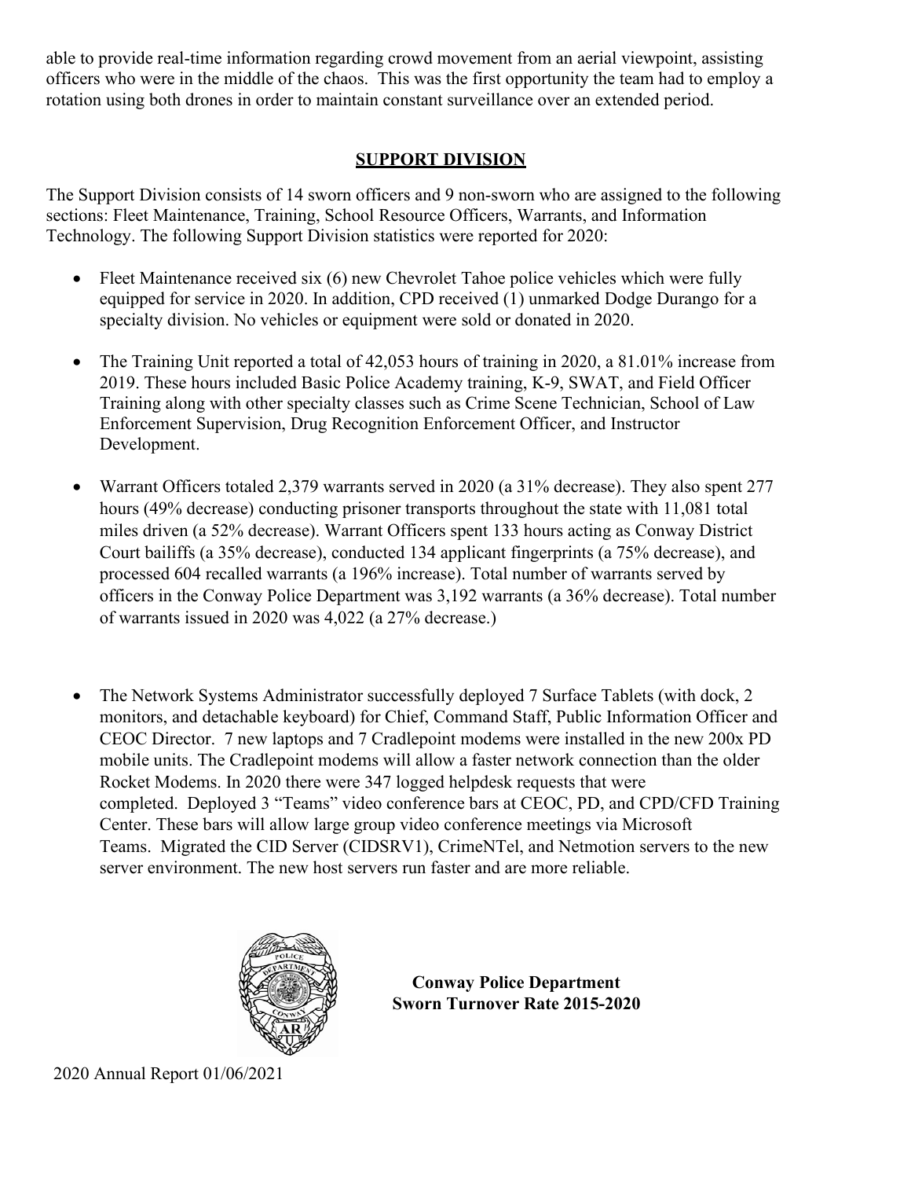able to provide real-time information regarding crowd movement from an aerial viewpoint, assisting officers who were in the middle of the chaos. This was the first opportunity the team had to employ a rotation using both drones in order to maintain constant surveillance over an extended period.

## SUPPORT DIVISION

The Support Division consists of 14 sworn officers and 9 non-sworn who are assigned to the following sections: Fleet Maintenance, Training, School Resource Officers, Warrants, and Information Technology. The following Support Division statistics were reported for 2020:

- Fleet Maintenance received six (6) new Chevrolet Tahoe police vehicles which were fully equipped for service in 2020. In addition, CPD received (1) unmarked Dodge Durango for a specialty division. No vehicles or equipment were sold or donated in 2020.
- The Training Unit reported a total of 42,053 hours of training in 2020, a 81.01% increase from 2019. These hours included Basic Police Academy training, K-9, SWAT, and Field Officer Training along with other specialty classes such as Crime Scene Technician, School of Law Enforcement Supervision, Drug Recognition Enforcement Officer, and Instructor Development.
- Warrant Officers totaled 2,379 warrants served in 2020 (a 31% decrease). They also spent 277 hours (49% decrease) conducting prisoner transports throughout the state with 11,081 total miles driven (a 52% decrease). Warrant Officers spent 133 hours acting as Conway District Court bailiffs (a 35% decrease), conducted 134 applicant fingerprints (a 75% decrease), and processed 604 recalled warrants (a 196% increase). Total number of warrants served by officers in the Conway Police Department was 3,192 warrants (a 36% decrease). Total number of warrants issued in 2020 was 4,022 (a 27% decrease.)
- The Network Systems Administrator successfully deployed 7 Surface Tablets (with dock, 2 monitors, and detachable keyboard) for Chief, Command Staff, Public Information Officer and CEOC Director. 7 new laptops and 7 Cradlepoint modems were installed in the new 200x PD mobile units. The Cradlepoint modems will allow a faster network connection than the older Rocket Modems. In 2020 there were 347 logged helpdesk requests that were completed. Deployed 3 "Teams" video conference bars at CEOC, PD, and CPD/CFD Training Center. These bars will allow large group video conference meetings via Microsoft Teams. Migrated the CID Server (CIDSRV1), CrimeNTel, and Netmotion servers to the new server environment. The new host servers run faster and are more reliable.

**Conway Police Department**
**Sworn Turnover Rate 2015-2020**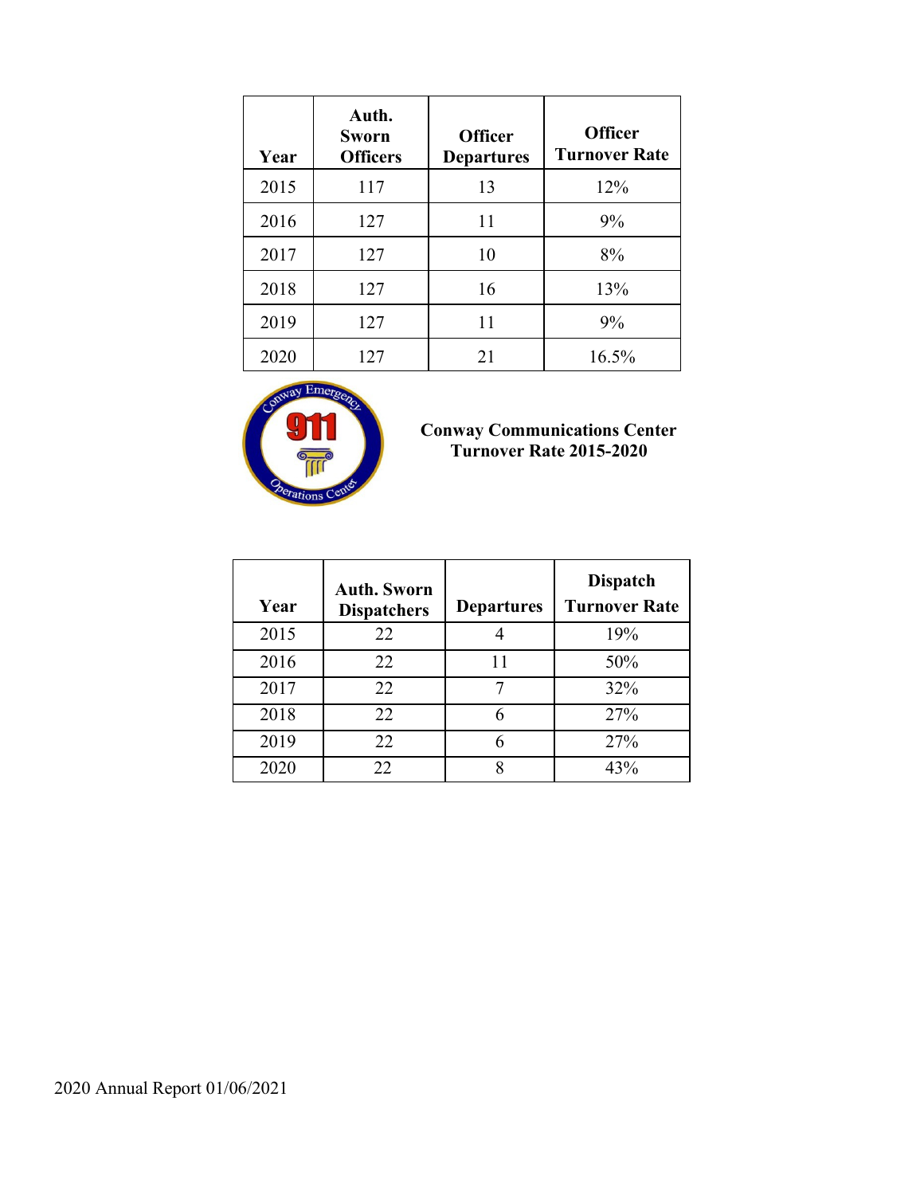| Year | Auth. Sworn Officers | Officer Departures | Officer Turnover Rate |
|---|---|---|---|
| 2015 | 117 | 13 | 12% |
| 2016 | 127 | 11 | 9% |
| 2017 | 127 | 10 | 8% |
| 2018 | 127 | 16 | 13% |
| 2019 | 127 | 11 | 9% |
| 2020 | 127 | 21 | 16.5% |

**Conway Communications Center Turnover Rate 2015-2020**

| Year | Auth. Sworn Dispatchers | Departures | Dispatch Turnover Rate |
|---|---|---|---|
| 2015 | 22 | 4 | 19% |
| 2016 | 22 | 11 | 50% |
| 2017 | 22 | 7 | 32% |
| 2018 | 22 | 6 | 27% |
| 2019 | 22 | 6 | 27% |
| 2020 | 22 | 8 | 43% |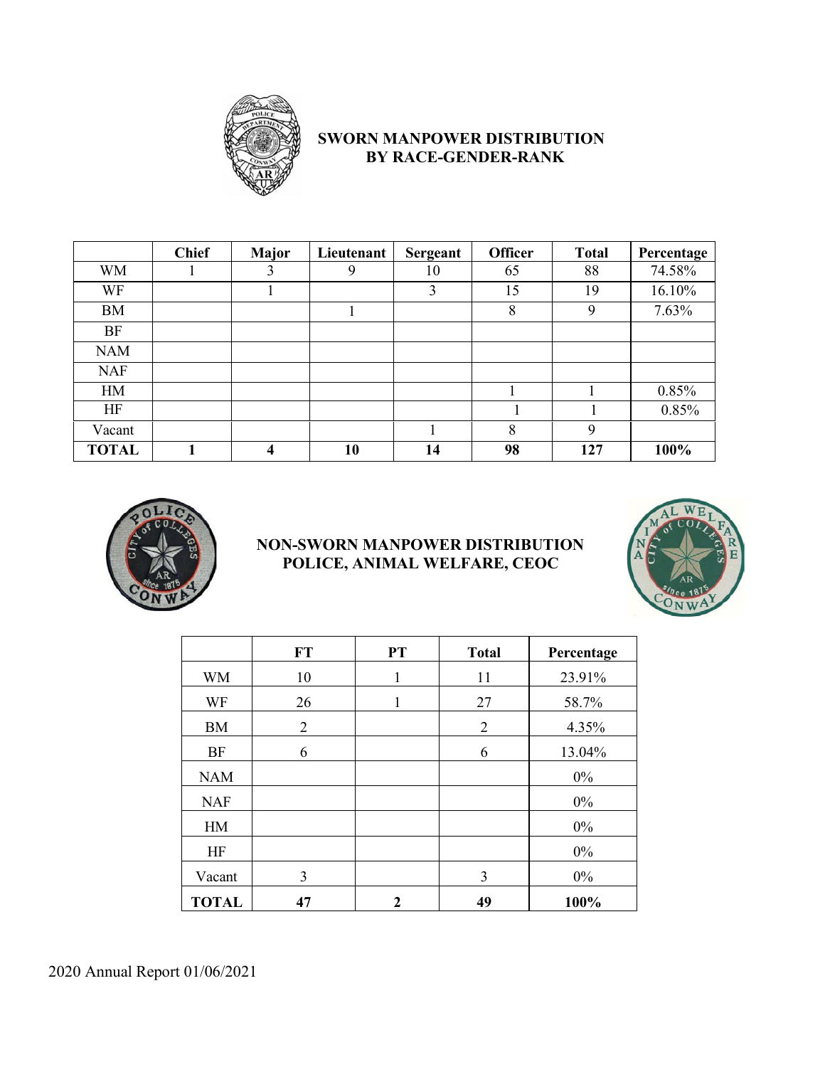## SWORN MANPOWER DISTRIBUTION BY RACE-GENDER-RANK

| | Chief | Major | Lieutenant | Sergeant | Officer | Total | Percentage |
|---|---|---|---|---|---|---|---|
| WM | 1 | 3 | 9 | 10 | 65 | 88 | 74.58% |
| WF | | 1 | | 3 | 15 | 19 | 16.10% |
| BM | | | 1 | | 8 | 9 | 7.63% |
| BF | | | | | | | |
| NAM | | | | | | | |
| NAF | | | | | | | |
| HM | | | | | 1 | 1 | 0.85% |
| HF | | | | | 1 | 1 | 0.85% |
| Vacant | | | | 1 | 8 | 9 | |
| **TOTAL** | **1** | **4** | **10** | **14** | **98** | **127** | **100%** |

## NON-SWORN MANPOWER DISTRIBUTION POLICE, ANIMAL WELFARE, CEOC

| | FT | PT | Total | Percentage |
|---|---|---|---|---|
| WM | 10 | 1 | 11 | 23.91% |
| WF | 26 | 1 | 27 | 58.7% |
| BM | 2 | | 2 | 4.35% |
| BF | 6 | | 6 | 13.04% |
| NAM | | | | 0% |
| NAF | | | | 0% |
| HM | | | | 0% |
| HF | | | | 0% |
| Vacant | 3 | | 3 | 0% |
| **TOTAL** | **47** | **2** | **49** | **100%** |

2020 Annual Report 01/06/2021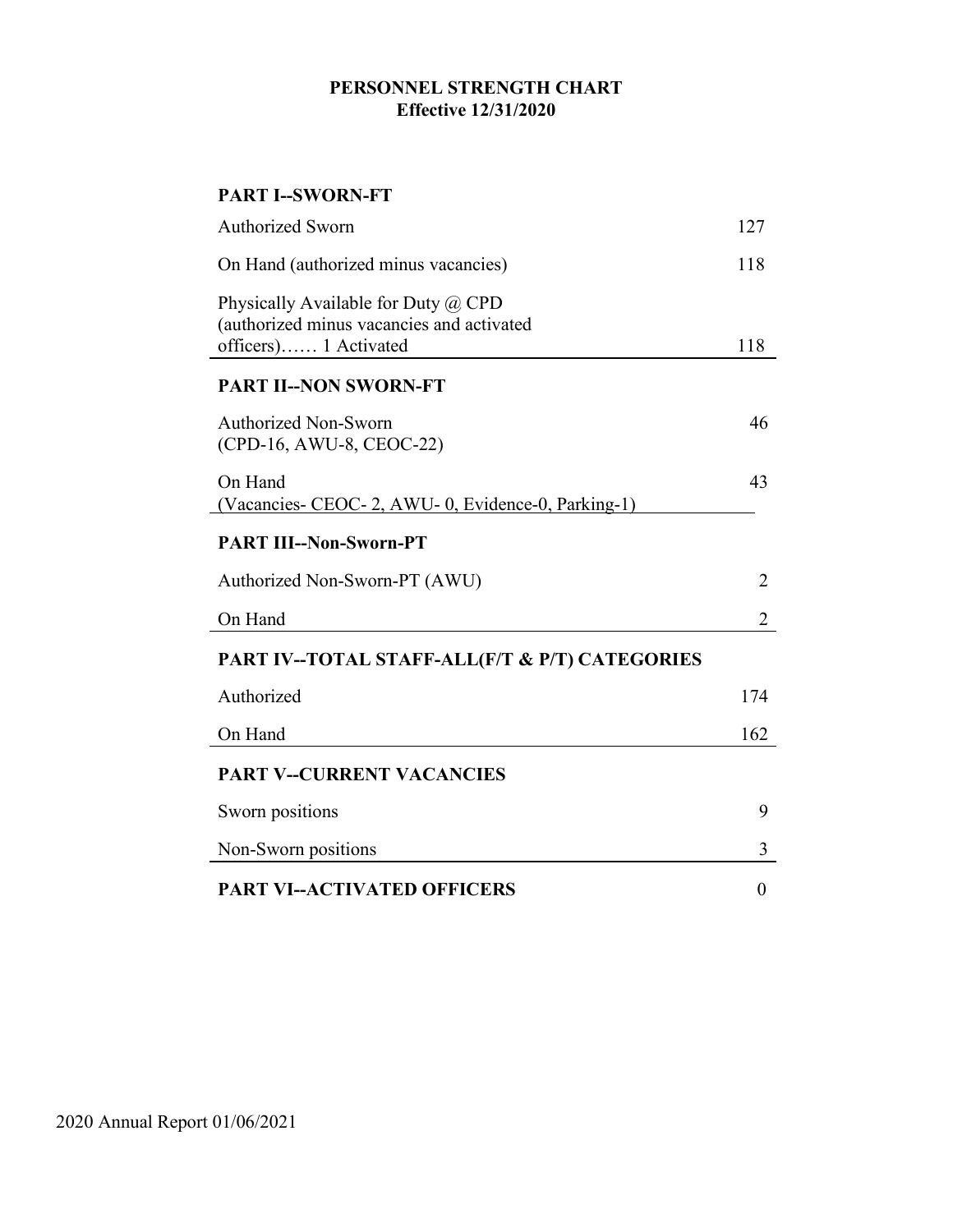# PERSONNEL STRENGTH CHART
**Effective 12/31/2020**

## PART I--SWORN-FT

| | |
|---|---|
| Authorized Sworn | 127 |
| On Hand (authorized minus vacancies) | 118 |
| Physically Available for Duty @ CPD (authorized minus vacancies and activated officers)…… 1 Activated | 118 |

## PART II--NON SWORN-FT

| | |
|---|---|
| Authorized Non-Sworn (CPD-16, AWU-8, CEOC-22) | 46 |
| On Hand (Vacancies- CEOC- 2, AWU- 0, Evidence-0, Parking-1) | 43 |

## PART III--Non-Sworn-PT

| | |
|---|---|
| Authorized Non-Sworn-PT (AWU) | 2 |
| On Hand | 2 |

## PART IV--TOTAL STAFF-ALL(F/T & P/T) CATEGORIES

| | |
|---|---|
| Authorized | 174 |
| On Hand | 162 |

## PART V--CURRENT VACANCIES

| | |
|---|---|
| Sworn positions | 9 |
| Non-Sworn positions | 3 |

## PART VI--ACTIVATED OFFICERS 0

2020 Annual Report 01/06/2021